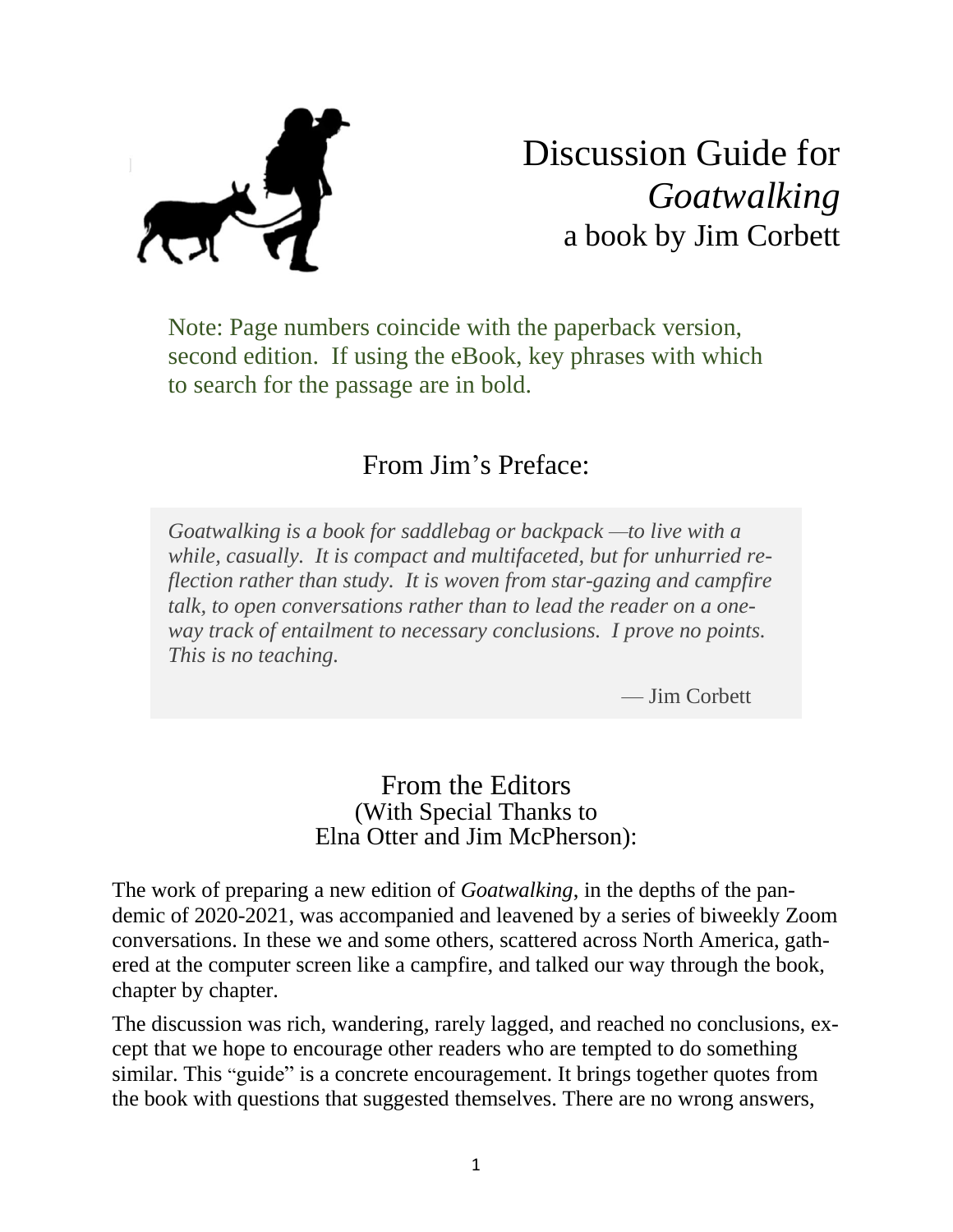# Discussion Guide for *Goatwalking*

a book by Jim Corbett

Note: Page numbers coincide with the paperback version, second edition. If using the eBook, key phrases with which to search for the passage are in bold.

## From Jim's Preface:

> *Goatwalking is a book for saddlebag or backpack —to live with a while, casually. It is compact and multifaceted, but for unhurried reflection rather than study. It is woven from star-gazing and campfire talk, to open conversations rather than to lead the reader on a one-way track of entailment to necessary conclusions. I prove no points. This is no teaching.*
>
> — Jim Corbett

## From the Editors
(With Special Thanks to Elna Otter and Jim McPherson):

The work of preparing a new edition of *Goatwalking*, in the depths of the pandemic of 2020-2021, was accompanied and leavened by a series of biweekly Zoom conversations. In these we and some others, scattered across North America, gathered at the computer screen like a campfire, and talked our way through the book, chapter by chapter.

The discussion was rich, wandering, rarely lagged, and reached no conclusions, except that we hope to encourage other readers who are tempted to do something similar. This "guide" is a concrete encouragement. It brings together quotes from the book with questions that suggested themselves. There are no wrong answers,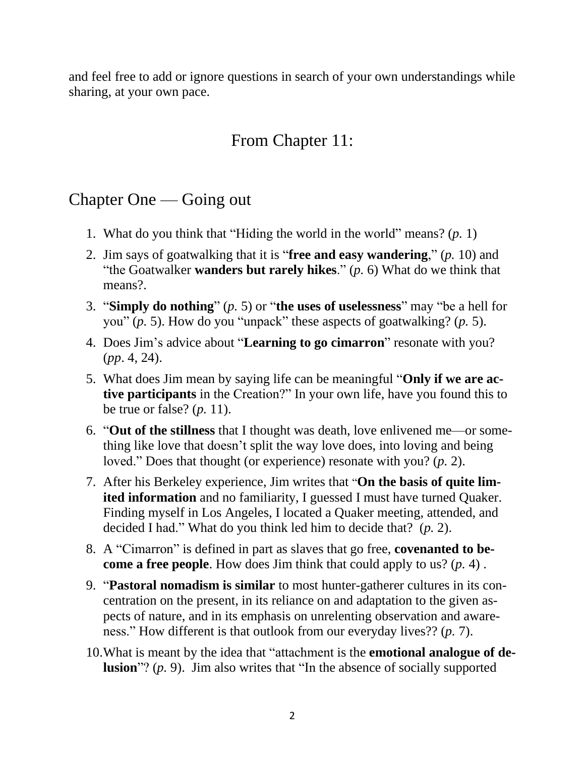and feel free to add or ignore questions in search of your own understandings while sharing, at your own pace.

## From Chapter 11:

## Chapter One — Going out

1. What do you think that "Hiding the world in the world" means? (*p.* 1)
2. Jim says of goatwalking that it is "**free and easy wandering**," (*p.* 10) and "the Goatwalker **wanders but rarely hikes**." (*p.* 6) What do we think that means?.
3. "**Simply do nothing**" (*p.* 5) or "**the uses of uselessness**" may "be a hell for you" (*p.* 5). How do you "unpack" these aspects of goatwalking? (*p.* 5).
4. Does Jim's advice about "**Learning to go cimarron**" resonate with you? (*pp*. 4, 24).
5. What does Jim mean by saying life can be meaningful "**Only if we are active participants** in the Creation?" In your own life, have you found this to be true or false? (*p.* 11).
6. "**Out of the stillness** that I thought was death, love enlivened me—or something like love that doesn't split the way love does, into loving and being loved." Does that thought (or experience) resonate with you? (*p.* 2).
7. After his Berkeley experience, Jim writes that "**On the basis of quite limited information** and no familiarity, I guessed I must have turned Quaker. Finding myself in Los Angeles, I located a Quaker meeting, attended, and decided I had." What do you think led him to decide that? (*p.* 2).
8. A "Cimarron" is defined in part as slaves that go free, **covenanted to become a free people**. How does Jim think that could apply to us? (*p.* 4) .
9. "**Pastoral nomadism is similar** to most hunter-gatherer cultures in its concentration on the present, in its reliance on and adaptation to the given aspects of nature, and in its emphasis on unrelenting observation and awareness." How different is that outlook from our everyday lives?? (*p.* 7).
10. What is meant by the idea that "attachment is the **emotional analogue of delusion**"? (*p.* 9). Jim also writes that "In the absence of socially supported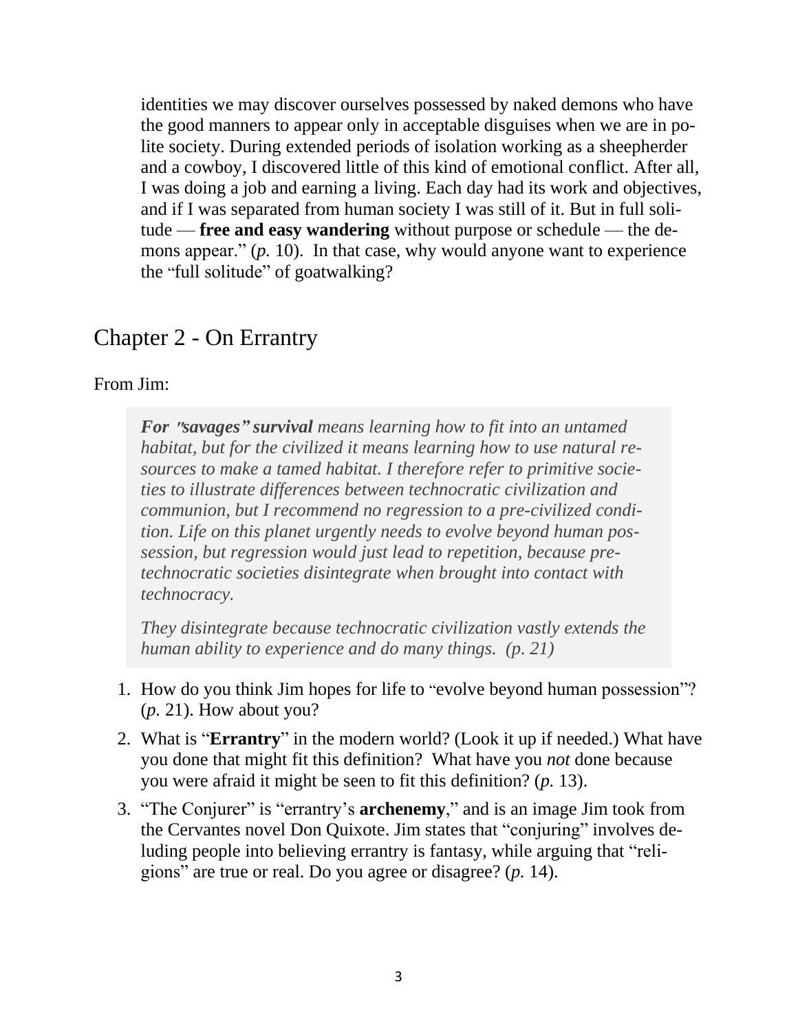identities we may discover ourselves possessed by naked demons who have the good manners to appear only in acceptable disguises when we are in polite society. During extended periods of isolation working as a sheepherder and a cowboy, I discovered little of this kind of emotional conflict. After all, I was doing a job and earning a living. Each day had its work and objectives, and if I was separated from human society I was still of it. But in full solitude — **free and easy wandering** without purpose or schedule — the demons appear." (*p.* 10). In that case, why would anyone want to experience the "full solitude" of goatwalking?

## Chapter 2 - On Errantry

From Jim:

> ***For "savages" survival*** *means learning how to fit into an untamed habitat, but for the civilized it means learning how to use natural resources to make a tamed habitat. I therefore refer to primitive societies to illustrate differences between technocratic civilization and communion, but I recommend no regression to a pre-civilized condition. Life on this planet urgently needs to evolve beyond human possession, but regression would just lead to repetition, because pre-technocratic societies disintegrate when brought into contact with technocracy.*
>
> *They disintegrate because technocratic civilization vastly extends the human ability to experience and do many things. (p. 21)*

1. How do you think Jim hopes for life to "evolve beyond human possession"? (*p.* 21). How about you?
2. What is "**Errantry**" in the modern world? (Look it up if needed.) What have you done that might fit this definition? What have you *not* done because you were afraid it might be seen to fit this definition? (*p.* 13).
3. "The Conjurer" is "errantry's **archenemy**," and is an image Jim took from the Cervantes novel Don Quixote. Jim states that "conjuring" involves deluding people into believing errantry is fantasy, while arguing that "religions" are true or real. Do you agree or disagree? (*p.* 14).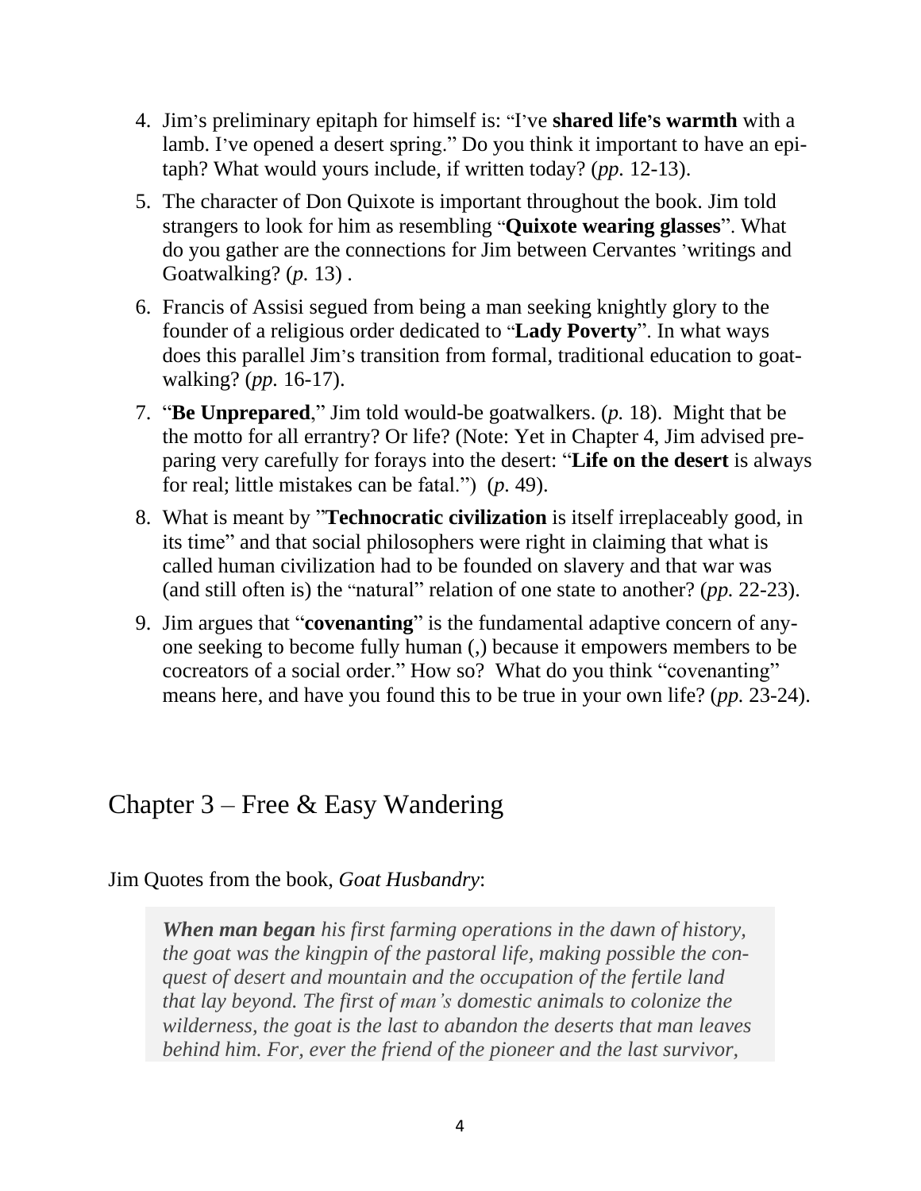4. Jim's preliminary epitaph for himself is: "I've **shared life's warmth** with a lamb. I've opened a desert spring." Do you think it important to have an epitaph? What would yours include, if written today? (*pp.* 12-13).
5. The character of Don Quixote is important throughout the book. Jim told strangers to look for him as resembling "**Quixote wearing glasses**". What do you gather are the connections for Jim between Cervantes 'writings and Goatwalking? (*p.* 13) .
6. Francis of Assisi segued from being a man seeking knightly glory to the founder of a religious order dedicated to "**Lady Poverty**". In what ways does this parallel Jim's transition from formal, traditional education to goat-walking? (*pp.* 16-17).
7. "**Be Unprepared**," Jim told would-be goatwalkers. (*p.* 18). Might that be the motto for all errantry? Or life? (Note: Yet in Chapter 4, Jim advised preparing very carefully for forays into the desert: "**Life on the desert** is always for real; little mistakes can be fatal.") (*p.* 49).
8. What is meant by "**Technocratic civilization** is itself irreplaceably good, in its time" and that social philosophers were right in claiming that what is called human civilization had to be founded on slavery and that war was (and still often is) the "natural" relation of one state to another? (*pp.* 22-23).
9. Jim argues that "**covenanting**" is the fundamental adaptive concern of anyone seeking to become fully human (,) because it empowers members to be cocreators of a social order." How so? What do you think "covenanting" means here, and have you found this to be true in your own life? (*pp.* 23-24).

## Chapter 3 – Free & Easy Wandering

Jim Quotes from the book, *Goat Husbandry*:

> ***When man began** his first farming operations in the dawn of history, the goat was the kingpin of the pastoral life, making possible the conquest of desert and mountain and the occupation of the fertile land that lay beyond. The first of man's domestic animals to colonize the wilderness, the goat is the last to abandon the deserts that man leaves behind him. For, ever the friend of the pioneer and the last survivor,*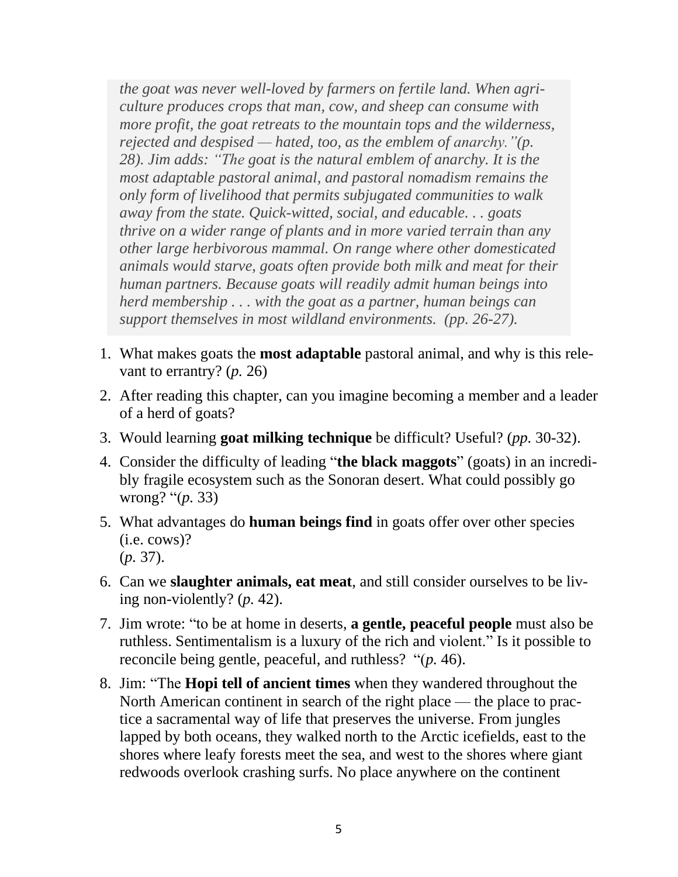> *the goat was never well-loved by farmers on fertile land. When agriculture produces crops that man, cow, and sheep can consume with more profit, the goat retreats to the mountain tops and the wilderness, rejected and despised — hated, too, as the emblem of anarchy."(p. 28). Jim adds: "The goat is the natural emblem of anarchy. It is the most adaptable pastoral animal, and pastoral nomadism remains the only form of livelihood that permits subjugated communities to walk away from the state. Quick-witted, social, and educable. . . goats thrive on a wider range of plants and in more varied terrain than any other large herbivorous mammal. On range where other domesticated animals would starve, goats often provide both milk and meat for their human partners. Because goats will readily admit human beings into herd membership . . . with the goat as a partner, human beings can support themselves in most wildland environments. (pp. 26-27).*

1. What makes goats the **most adaptable** pastoral animal, and why is this relevant to errantry? (*p.* 26)
2. After reading this chapter, can you imagine becoming a member and a leader of a herd of goats?
3. Would learning **goat milking technique** be difficult? Useful? (*pp.* 30-32).
4. Consider the difficulty of leading "**the black maggots**" (goats) in an incredibly fragile ecosystem such as the Sonoran desert. What could possibly go wrong? "(*p.* 33)
5. What advantages do **human beings find** in goats offer over other species (i.e. cows)?
   (*p.* 37).
6. Can we **slaughter animals, eat meat**, and still consider ourselves to be living non-violently? (*p.* 42).
7. Jim wrote: "to be at home in deserts, **a gentle, peaceful people** must also be ruthless. Sentimentalism is a luxury of the rich and violent." Is it possible to reconcile being gentle, peaceful, and ruthless? "(*p.* 46).
8. Jim: "The **Hopi tell of ancient times** when they wandered throughout the North American continent in search of the right place — the place to practice a sacramental way of life that preserves the universe. From jungles lapped by both oceans, they walked north to the Arctic icefields, east to the shores where leafy forests meet the sea, and west to the shores where giant redwoods overlook crashing surfs. No place anywhere on the continent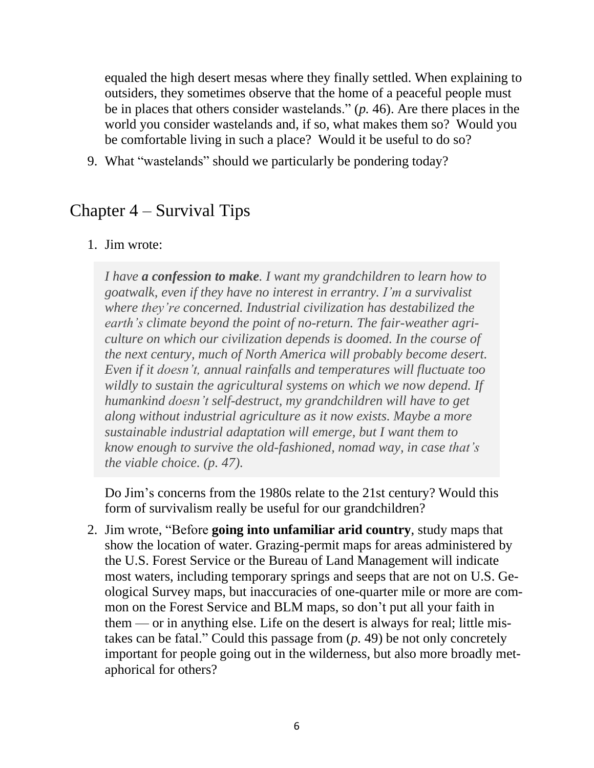equaled the high desert mesas where they finally settled. When explaining to outsiders, they sometimes observe that the home of a peaceful people must be in places that others consider wastelands." (*p.* 46). Are there places in the world you consider wastelands and, if so, what makes them so? Would you be comfortable living in such a place? Would it be useful to do so?

9. What "wastelands" should we particularly be pondering today?

## Chapter 4 – Survival Tips

1. Jim wrote:

   > *I have **a confession to make**. I want my grandchildren to learn how to goatwalk, even if they have no interest in errantry. I'm a survivalist where they're concerned. Industrial civilization has destabilized the earth's climate beyond the point of no-return. The fair-weather agriculture on which our civilization depends is doomed. In the course of the next century, much of North America will probably become desert. Even if it doesn't, annual rainfalls and temperatures will fluctuate too wildly to sustain the agricultural systems on which we now depend. If humankind doesn't self-destruct, my grandchildren will have to get along without industrial agriculture as it now exists. Maybe a more sustainable industrial adaptation will emerge, but I want them to know enough to survive the old-fashioned, nomad way, in case that's the viable choice. (p. 47).*

   Do Jim's concerns from the 1980s relate to the 21st century? Would this form of survivalism really be useful for our grandchildren?

2. Jim wrote, "Before **going into unfamiliar arid country**, study maps that show the location of water. Grazing-permit maps for areas administered by the U.S. Forest Service or the Bureau of Land Management will indicate most waters, including temporary springs and seeps that are not on U.S. Geological Survey maps, but inaccuracies of one-quarter mile or more are common on the Forest Service and BLM maps, so don't put all your faith in them — or in anything else. Life on the desert is always for real; little mistakes can be fatal." Could this passage from (*p.* 49) be not only concretely important for people going out in the wilderness, but also more broadly metaphorical for others?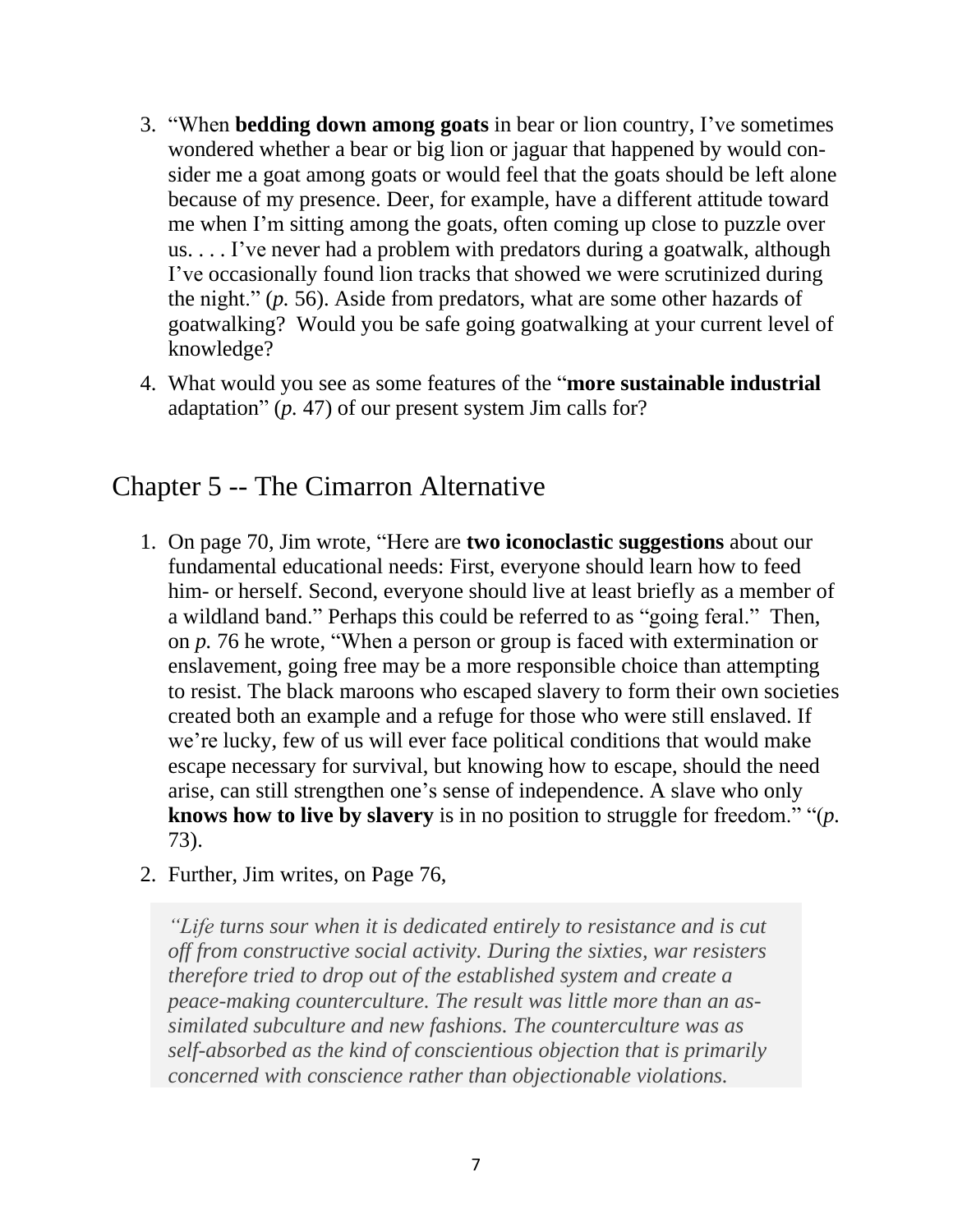3. "When **bedding down among goats** in bear or lion country, I've sometimes wondered whether a bear or big lion or jaguar that happened by would consider me a goat among goats or would feel that the goats should be left alone because of my presence. Deer, for example, have a different attitude toward me when I'm sitting among the goats, often coming up close to puzzle over us. . . . I've never had a problem with predators during a goatwalk, although I've occasionally found lion tracks that showed we were scrutinized during the night." (*p.* 56). Aside from predators, what are some other hazards of goatwalking? Would you be safe going goatwalking at your current level of knowledge?

4. What would you see as some features of the "**more sustainable industrial** adaptation" (*p.* 47) of our present system Jim calls for?

## Chapter 5 -- The Cimarron Alternative

1. On page 70, Jim wrote, "Here are **two iconoclastic suggestions** about our fundamental educational needs: First, everyone should learn how to feed him- or herself. Second, everyone should live at least briefly as a member of a wildland band." Perhaps this could be referred to as "going feral." Then, on *p.* 76 he wrote, "When a person or group is faced with extermination or enslavement, going free may be a more responsible choice than attempting to resist. The black maroons who escaped slavery to form their own societies created both an example and a refuge for those who were still enslaved. If we're lucky, few of us will ever face political conditions that would make escape necessary for survival, but knowing how to escape, should the need arise, can still strengthen one's sense of independence. A slave who only **knows how to live by slavery** is in no position to struggle for freedom." "(*p.* 73).

2. Further, Jim writes, on Page 76,

   > *"Life turns sour when it is dedicated entirely to resistance and is cut off from constructive social activity. During the sixties, war resisters therefore tried to drop out of the established system and create a peace-making counterculture. The result was little more than an assimilated subculture and new fashions. The counterculture was as self-absorbed as the kind of conscientious objection that is primarily concerned with conscience rather than objectionable violations.*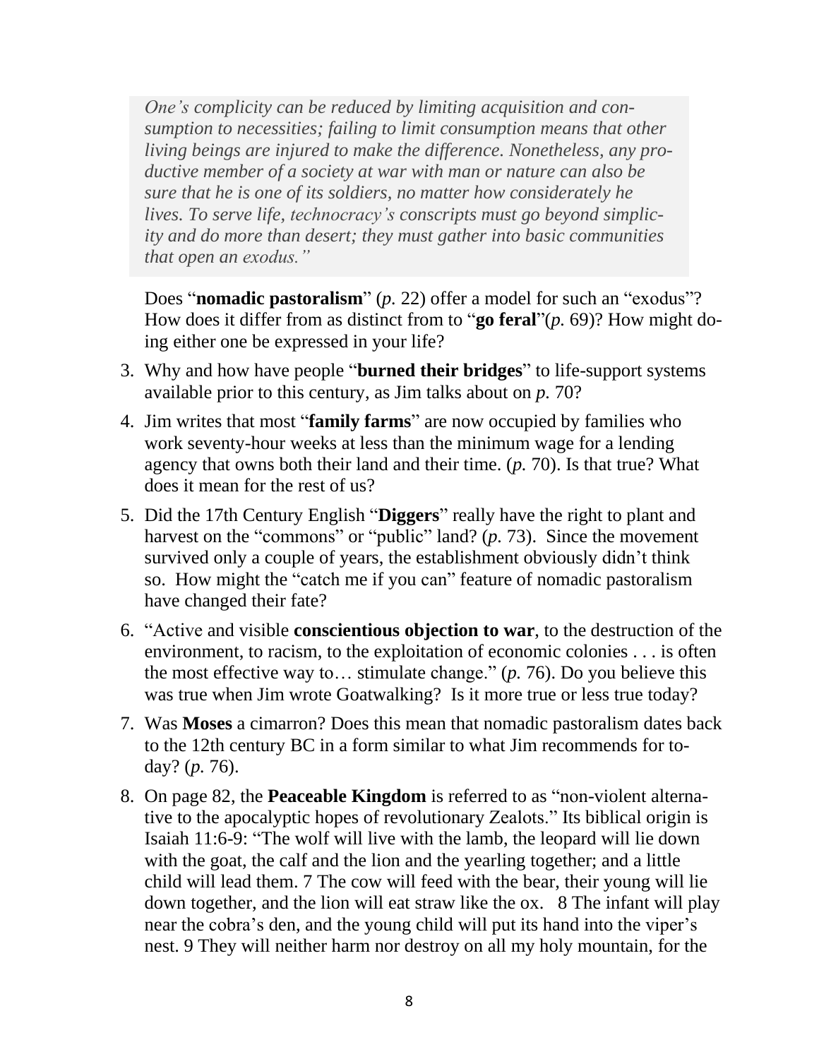> *One's complicity can be reduced by limiting acquisition and consumption to necessities; failing to limit consumption means that other living beings are injured to make the difference. Nonetheless, any productive member of a society at war with man or nature can also be sure that he is one of its soldiers, no matter how considerately he lives. To serve life, technocracy's conscripts must go beyond simplicity and do more than desert; they must gather into basic communities that open an exodus."*

Does "**nomadic pastoralism**" (*p.* 22) offer a model for such an "exodus"? How does it differ from as distinct from to "**go feral**"(*p.* 69)? How might doing either one be expressed in your life?

3. Why and how have people "**burned their bridges**" to life-support systems available prior to this century, as Jim talks about on *p.* 70?
4. Jim writes that most "**family farms**" are now occupied by families who work seventy-hour weeks at less than the minimum wage for a lending agency that owns both their land and their time. (*p.* 70). Is that true? What does it mean for the rest of us?
5. Did the 17th Century English "**Diggers**" really have the right to plant and harvest on the "commons" or "public" land? (*p.* 73). Since the movement survived only a couple of years, the establishment obviously didn't think so. How might the "catch me if you can" feature of nomadic pastoralism have changed their fate?
6. "Active and visible **conscientious objection to war**, to the destruction of the environment, to racism, to the exploitation of economic colonies . . . is often the most effective way to… stimulate change." (*p.* 76). Do you believe this was true when Jim wrote Goatwalking? Is it more true or less true today?
7. Was **Moses** a cimarron? Does this mean that nomadic pastoralism dates back to the 12th century BC in a form similar to what Jim recommends for today? (*p.* 76).
8. On page 82, the **Peaceable Kingdom** is referred to as "non-violent alternative to the apocalyptic hopes of revolutionary Zealots." Its biblical origin is Isaiah 11:6-9: "The wolf will live with the lamb, the leopard will lie down with the goat, the calf and the lion and the yearling together; and a little child will lead them. 7 The cow will feed with the bear, their young will lie down together, and the lion will eat straw like the ox. 8 The infant will play near the cobra's den, and the young child will put its hand into the viper's nest. 9 They will neither harm nor destroy on all my holy mountain, for the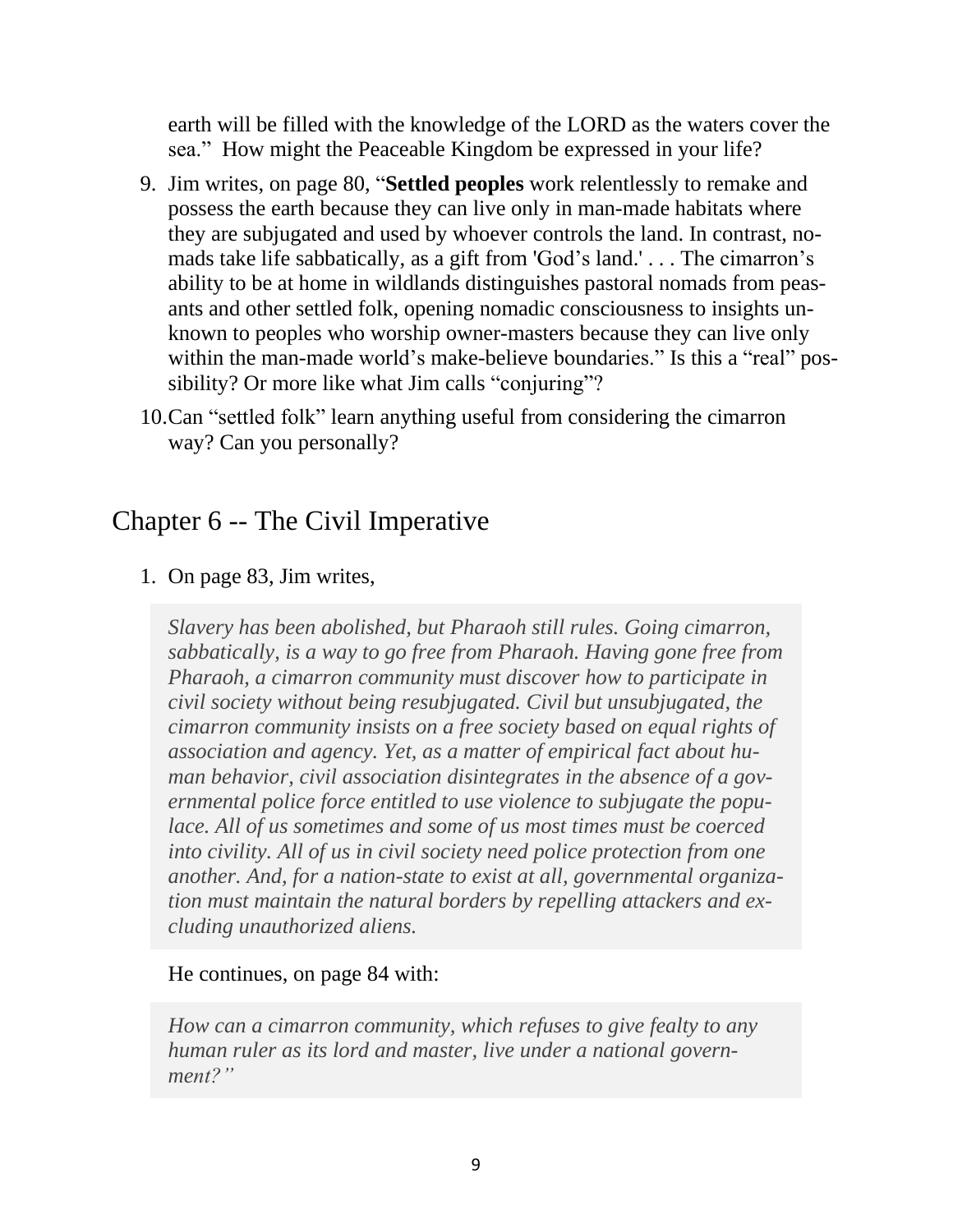earth will be filled with the knowledge of the LORD as the waters cover the sea." How might the Peaceable Kingdom be expressed in your life?

9. Jim writes, on page 80, "**Settled peoples** work relentlessly to remake and possess the earth because they can live only in man-made habitats where they are subjugated and used by whoever controls the land. In contrast, nomads take life sabbatically, as a gift from 'God's land.' . . . The cimarron's ability to be at home in wildlands distinguishes pastoral nomads from peasants and other settled folk, opening nomadic consciousness to insights unknown to peoples who worship owner-masters because they can live only within the man-made world's make-believe boundaries." Is this a "real" possibility? Or more like what Jim calls "conjuring"?

10. Can "settled folk" learn anything useful from considering the cimarron way? Can you personally?

## Chapter 6 -- The Civil Imperative

1. On page 83, Jim writes,

   > *Slavery has been abolished, but Pharaoh still rules. Going cimarron, sabbatically, is a way to go free from Pharaoh. Having gone free from Pharaoh, a cimarron community must discover how to participate in civil society without being resubjugated. Civil but unsubjugated, the cimarron community insists on a free society based on equal rights of association and agency. Yet, as a matter of empirical fact about human behavior, civil association disintegrates in the absence of a governmental police force entitled to use violence to subjugate the populace. All of us sometimes and some of us most times must be coerced into civility. All of us in civil society need police protection from one another. And, for a nation-state to exist at all, governmental organization must maintain the natural borders by repelling attackers and excluding unauthorized aliens.*

   He continues, on page 84 with:

   > *How can a cimarron community, which refuses to give fealty to any human ruler as its lord and master, live under a national government?"*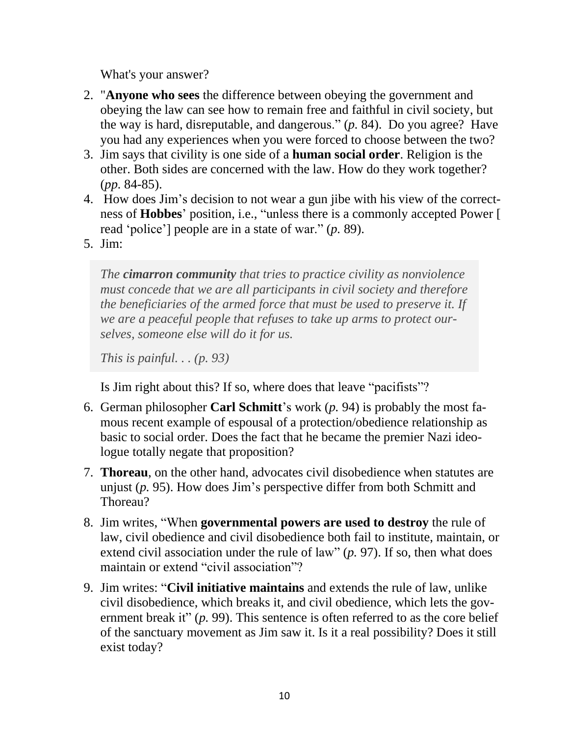What's your answer?

2. "**Anyone who sees** the difference between obeying the government and obeying the law can see how to remain free and faithful in civil society, but the way is hard, disreputable, and dangerous." (*p.* 84). Do you agree? Have you had any experiences when you were forced to choose between the two?
3. Jim says that civility is one side of a **human social order**. Religion is the other. Both sides are concerned with the law. How do they work together? (*pp.* 84-85).
4. How does Jim's decision to not wear a gun jibe with his view of the correctness of **Hobbes**' position, i.e., "unless there is a commonly accepted Power [ read 'police'] people are in a state of war." (*p.* 89).
5. Jim:

   > *The **cimarron community** that tries to practice civility as nonviolence must concede that we are all participants in civil society and therefore the beneficiaries of the armed force that must be used to preserve it. If we are a peaceful people that refuses to take up arms to protect ourselves, someone else will do it for us.*
   >
   > *This is painful. . . (p. 93)*

   Is Jim right about this? If so, where does that leave "pacifists"?

6. German philosopher **Carl Schmitt**'s work (*p.* 94) is probably the most famous recent example of espousal of a protection/obedience relationship as basic to social order. Does the fact that he became the premier Nazi ideologue totally negate that proposition?
7. **Thoreau**, on the other hand, advocates civil disobedience when statutes are unjust (*p.* 95). How does Jim's perspective differ from both Schmitt and Thoreau?
8. Jim writes, "When **governmental powers are used to destroy** the rule of law, civil obedience and civil disobedience both fail to institute, maintain, or extend civil association under the rule of law" (*p.* 97). If so, then what does maintain or extend "civil association"?
9. Jim writes: "**Civil initiative maintains** and extends the rule of law, unlike civil disobedience, which breaks it, and civil obedience, which lets the government break it" (*p.* 99). This sentence is often referred to as the core belief of the sanctuary movement as Jim saw it. Is it a real possibility? Does it still exist today?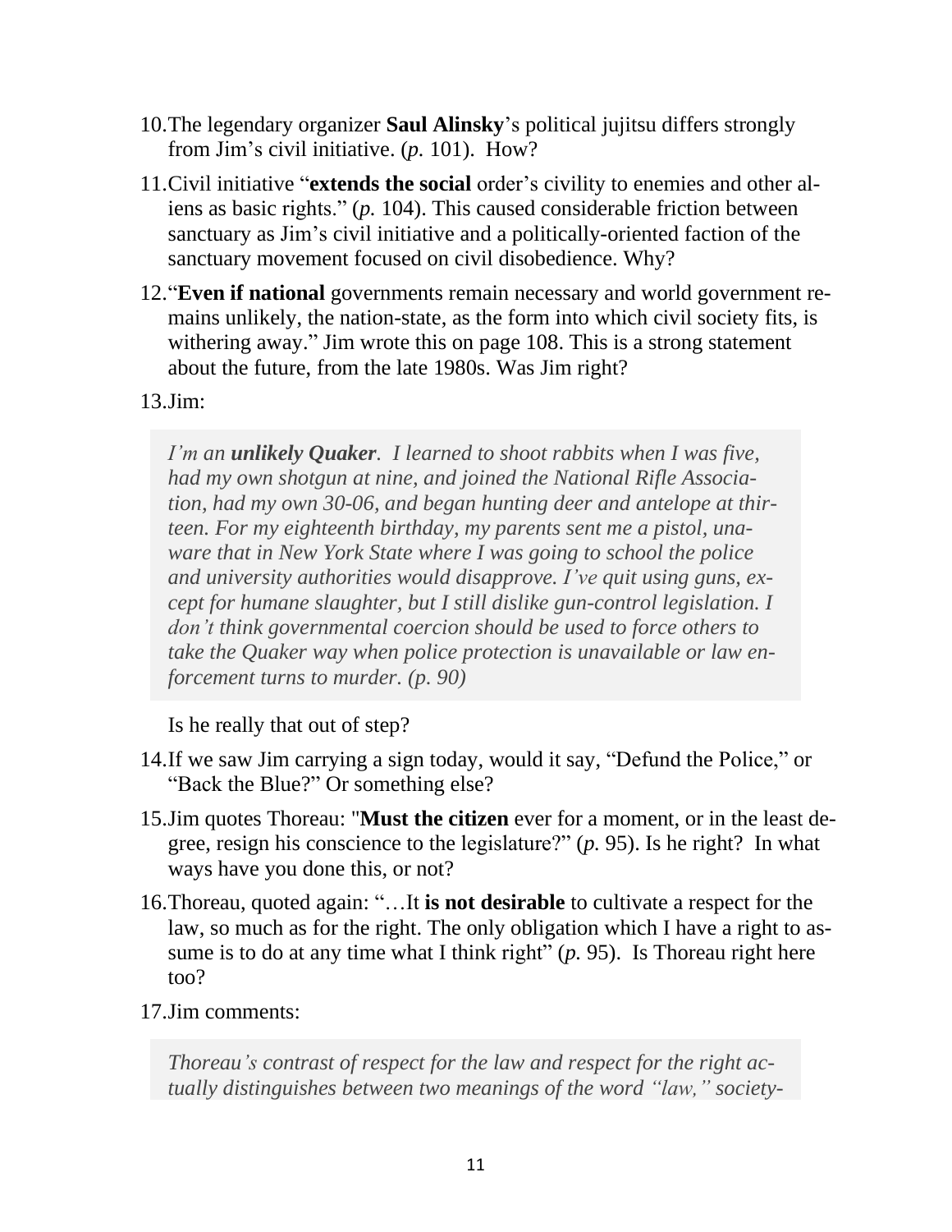10. The legendary organizer **Saul Alinsky**'s political jujitsu differs strongly from Jim's civil initiative. (*p.* 101). How?

11. Civil initiative "**extends the social** order's civility to enemies and other aliens as basic rights." (*p.* 104). This caused considerable friction between sanctuary as Jim's civil initiative and a politically-oriented faction of the sanctuary movement focused on civil disobedience. Why?

12. "**Even if national** governments remain necessary and world government remains unlikely, the nation-state, as the form into which civil society fits, is withering away." Jim wrote this on page 108. This is a strong statement about the future, from the late 1980s. Was Jim right?

13. Jim:

    > *I'm an **unlikely Quaker**. I learned to shoot rabbits when I was five, had my own shotgun at nine, and joined the National Rifle Association, had my own 30-06, and began hunting deer and antelope at thirteen. For my eighteenth birthday, my parents sent me a pistol, unaware that in New York State where I was going to school the police and university authorities would disapprove. I've quit using guns, except for humane slaughter, but I still dislike gun-control legislation. I don't think governmental coercion should be used to force others to take the Quaker way when police protection is unavailable or law enforcement turns to murder. (p. 90)*

    Is he really that out of step?

14. If we saw Jim carrying a sign today, would it say, "Defund the Police," or "Back the Blue?" Or something else?

15. Jim quotes Thoreau: "**Must the citizen** ever for a moment, or in the least degree, resign his conscience to the legislature?" (*p.* 95). Is he right? In what ways have you done this, or not?

16. Thoreau, quoted again: "…It **is not desirable** to cultivate a respect for the law, so much as for the right. The only obligation which I have a right to assume is to do at any time what I think right" (*p.* 95). Is Thoreau right here too?

17. Jim comments:

    > *Thoreau's contrast of respect for the law and respect for the right actually distinguishes between two meanings of the word "law," society-*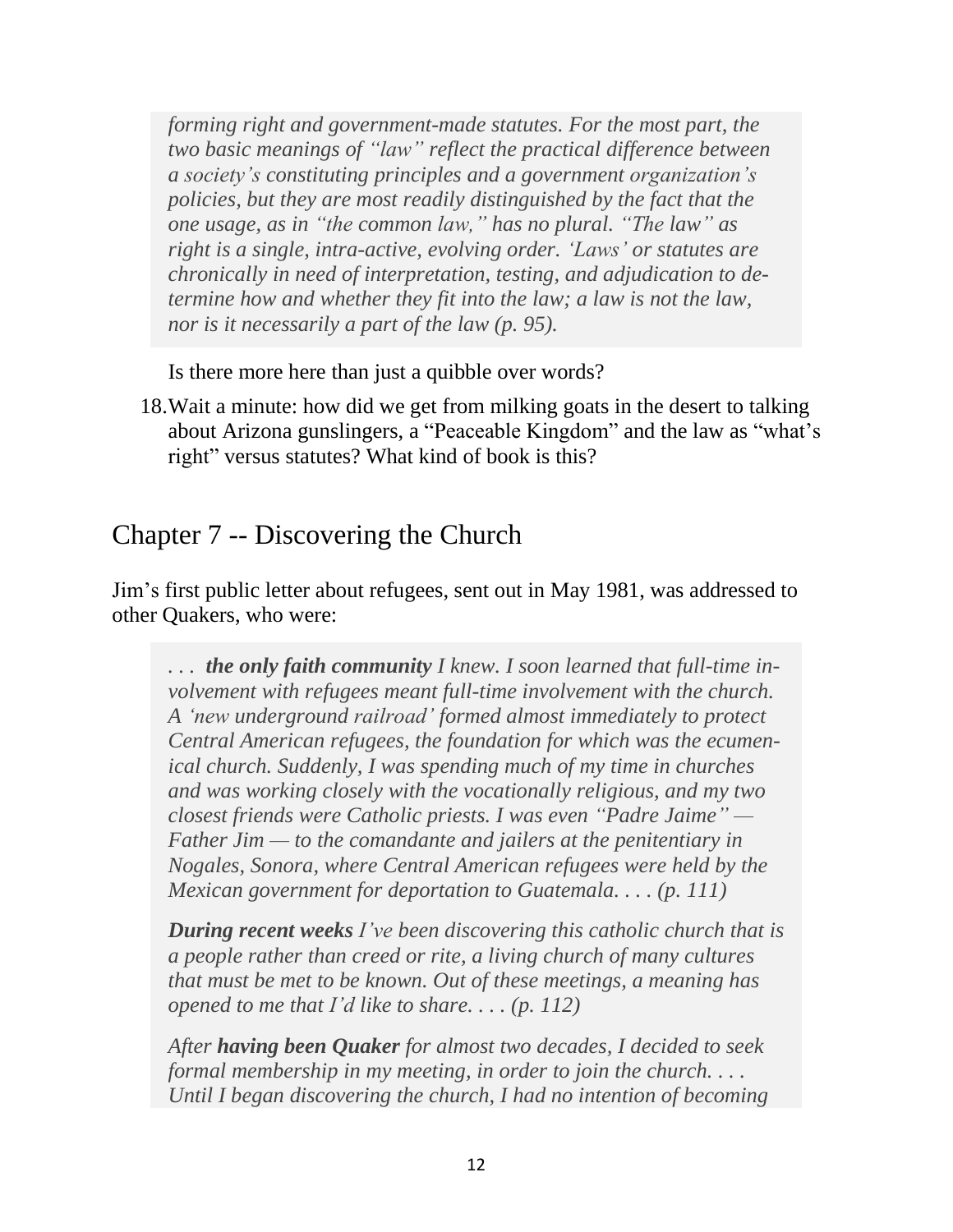> *forming right and government-made statutes. For the most part, the two basic meanings of "law" reflect the practical difference between a society's constituting principles and a government organization's policies, but they are most readily distinguished by the fact that the one usage, as in "the common law," has no plural. "The law" as right is a single, intra-active, evolving order. 'Laws' or statutes are chronically in need of interpretation, testing, and adjudication to determine how and whether they fit into the law; a law is not the law, nor is it necessarily a part of the law (p. 95).*

Is there more here than just a quibble over words?

18. Wait a minute: how did we get from milking goats in the desert to talking about Arizona gunslingers, a "Peaceable Kingdom" and the law as "what's right" versus statutes? What kind of book is this?

## Chapter 7 -- Discovering the Church

Jim's first public letter about refugees, sent out in May 1981, was addressed to other Quakers, who were:

> *. . . **the only faith community** I knew. I soon learned that full-time involvement with refugees meant full-time involvement with the church. A 'new underground railroad' formed almost immediately to protect Central American refugees, the foundation for which was the ecumenical church. Suddenly, I was spending much of my time in churches and was working closely with the vocationally religious, and my two closest friends were Catholic priests. I was even "Padre Jaime" — Father Jim — to the comandante and jailers at the penitentiary in Nogales, Sonora, where Central American refugees were held by the Mexican government for deportation to Guatemala. . . . (p. 111)*
>
> ***During recent weeks** I've been discovering this catholic church that is a people rather than creed or rite, a living church of many cultures that must be met to be known. Out of these meetings, a meaning has opened to me that I'd like to share. . . . (p. 112)*
>
> *After **having been Quaker** for almost two decades, I decided to seek formal membership in my meeting, in order to join the church. . . . Until I began discovering the church, I had no intention of becoming*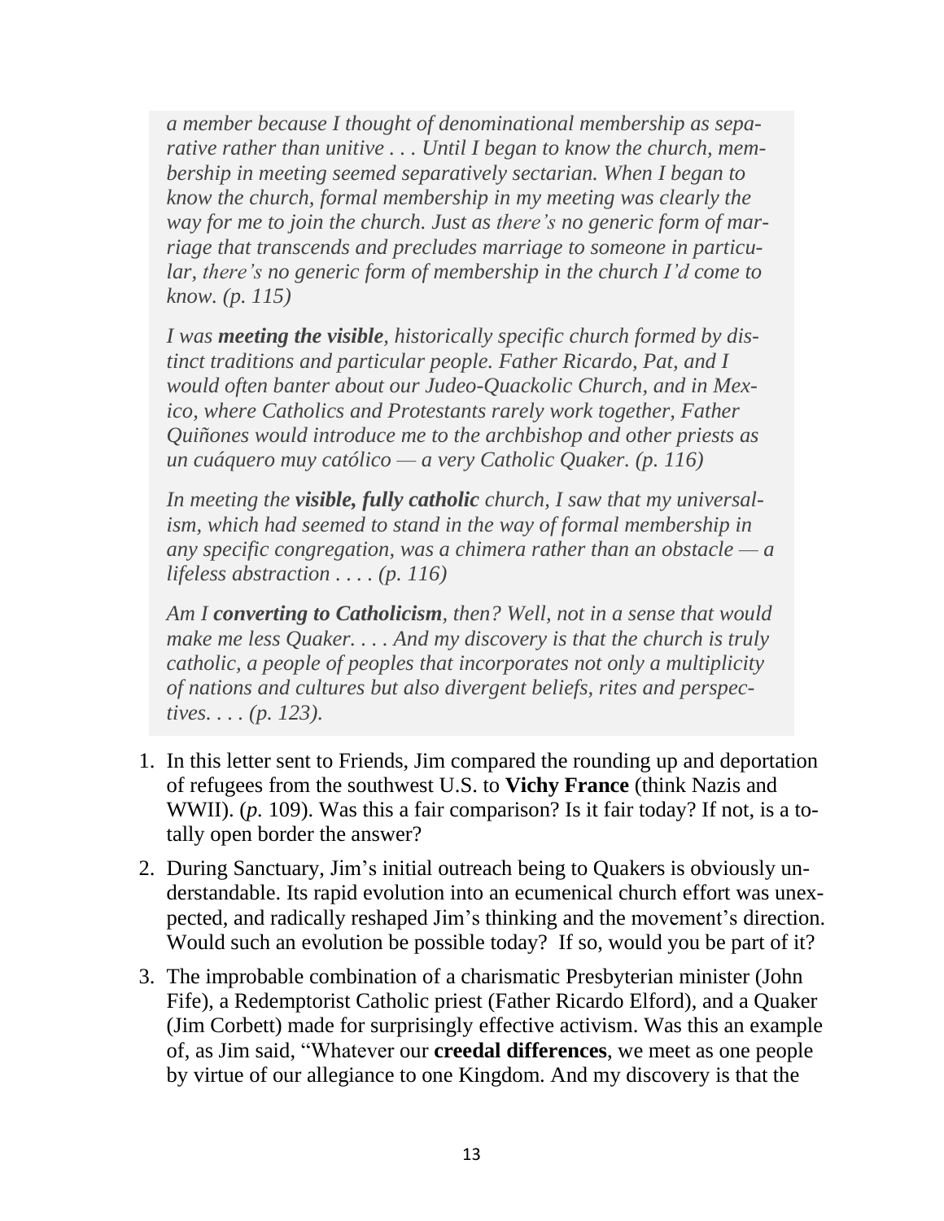*a member because I thought of denominational membership as separative rather than unitive . . . Until I began to know the church, membership in meeting seemed separatively sectarian. When I began to know the church, formal membership in my meeting was clearly the way for me to join the church. Just as there's no generic form of marriage that transcends and precludes marriage to someone in particular, there's no generic form of membership in the church I'd come to know. (p. 115)*

*I was **meeting the visible**, historically specific church formed by distinct traditions and particular people. Father Ricardo, Pat, and I would often banter about our Judeo-Quackolic Church, and in Mexico, where Catholics and Protestants rarely work together, Father Quiñones would introduce me to the archbishop and other priests as un cuáquero muy católico — a very Catholic Quaker. (p. 116)*

*In meeting the **visible, fully catholic** church, I saw that my universalism, which had seemed to stand in the way of formal membership in any specific congregation, was a chimera rather than an obstacle — a lifeless abstraction . . . . (p. 116)*

*Am I **converting to Catholicism**, then? Well, not in a sense that would make me less Quaker. . . . And my discovery is that the church is truly catholic, a people of peoples that incorporates not only a multiplicity of nations and cultures but also divergent beliefs, rites and perspectives. . . . (p. 123).*

1. In this letter sent to Friends, Jim compared the rounding up and deportation of refugees from the southwest U.S. to **Vichy France** (think Nazis and WWII). (*p.* 109). Was this a fair comparison? Is it fair today? If not, is a totally open border the answer?
2. During Sanctuary, Jim's initial outreach being to Quakers is obviously understandable. Its rapid evolution into an ecumenical church effort was unexpected, and radically reshaped Jim's thinking and the movement's direction. Would such an evolution be possible today? If so, would you be part of it?
3. The improbable combination of a charismatic Presbyterian minister (John Fife), a Redemptorist Catholic priest (Father Ricardo Elford), and a Quaker (Jim Corbett) made for surprisingly effective activism. Was this an example of, as Jim said, "Whatever our **creedal differences**, we meet as one people by virtue of our allegiance to one Kingdom. And my discovery is that the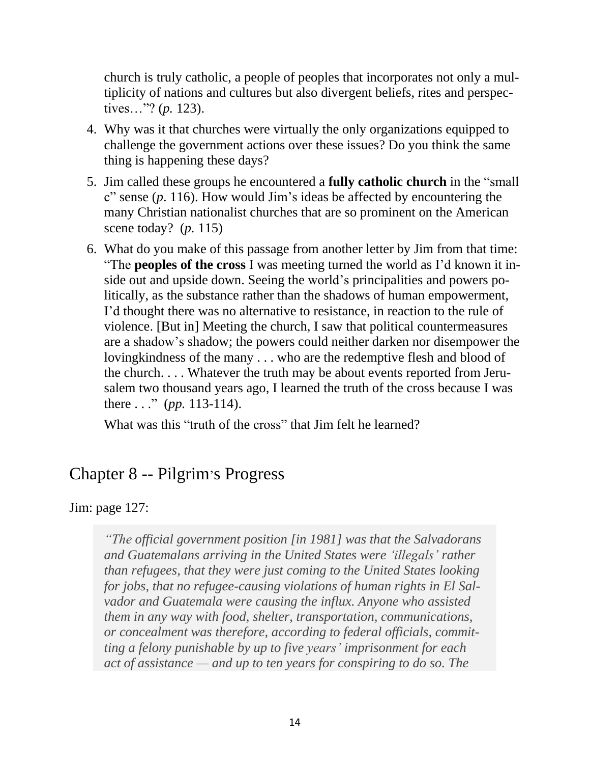church is truly catholic, a people of peoples that incorporates not only a multiplicity of nations and cultures but also divergent beliefs, rites and perspectives…"? (*p.* 123).

4. Why was it that churches were virtually the only organizations equipped to challenge the government actions over these issues? Do you think the same thing is happening these days?
5. Jim called these groups he encountered a **fully catholic church** in the "small c" sense (*p*. 116). How would Jim's ideas be affected by encountering the many Christian nationalist churches that are so prominent on the American scene today? (*p.* 115)
6. What do you make of this passage from another letter by Jim from that time: "The **peoples of the cross** I was meeting turned the world as I'd known it inside out and upside down. Seeing the world's principalities and powers politically, as the substance rather than the shadows of human empowerment, I'd thought there was no alternative to resistance, in reaction to the rule of violence. [But in] Meeting the church, I saw that political countermeasures are a shadow's shadow; the powers could neither darken nor disempower the lovingkindness of the many . . . who are the redemptive flesh and blood of the church. . . . Whatever the truth may be about events reported from Jerusalem two thousand years ago, I learned the truth of the cross because I was there . . ." (*pp.* 113-114).

   What was this "truth of the cross" that Jim felt he learned?

## Chapter 8 -- Pilgrim's Progress

Jim: page 127:

> *"The official government position [in 1981] was that the Salvadorans and Guatemalans arriving in the United States were 'illegals' rather than refugees, that they were just coming to the United States looking for jobs, that no refugee-causing violations of human rights in El Salvador and Guatemala were causing the influx. Anyone who assisted them in any way with food, shelter, transportation, communications, or concealment was therefore, according to federal officials, committing a felony punishable by up to five years' imprisonment for each act of assistance — and up to ten years for conspiring to do so. The*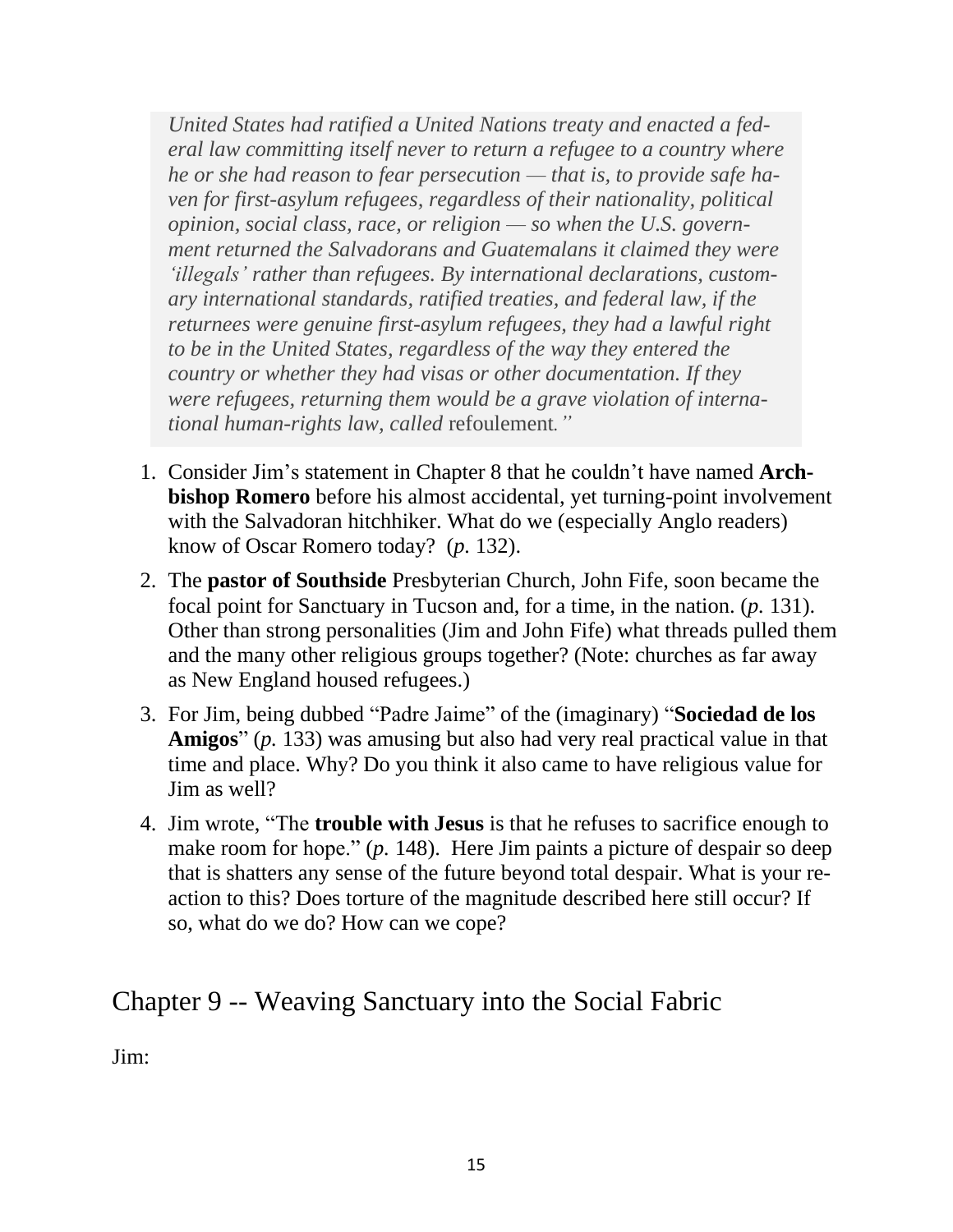> *United States had ratified a United Nations treaty and enacted a federal law committing itself never to return a refugee to a country where he or she had reason to fear persecution — that is, to provide safe haven for first-asylum refugees, regardless of their nationality, political opinion, social class, race, or religion — so when the U.S. government returned the Salvadorans and Guatemalans it claimed they were 'illegals' rather than refugees. By international declarations, customary international standards, ratified treaties, and federal law, if the returnees were genuine first-asylum refugees, they had a lawful right to be in the United States, regardless of the way they entered the country or whether they had visas or other documentation. If they were refugees, returning them would be a grave violation of international human-rights law, called* refoulement*."*

1. Consider Jim's statement in Chapter 8 that he couldn't have named **Archbishop Romero** before his almost accidental, yet turning-point involvement with the Salvadoran hitchhiker. What do we (especially Anglo readers) know of Oscar Romero today? (*p.* 132).
2. The **pastor of Southside** Presbyterian Church, John Fife, soon became the focal point for Sanctuary in Tucson and, for a time, in the nation. (*p.* 131). Other than strong personalities (Jim and John Fife) what threads pulled them and the many other religious groups together? (Note: churches as far away as New England housed refugees.)
3. For Jim, being dubbed "Padre Jaime" of the (imaginary) "**Sociedad de los Amigos**" (*p.* 133) was amusing but also had very real practical value in that time and place. Why? Do you think it also came to have religious value for Jim as well?
4. Jim wrote, "The **trouble with Jesus** is that he refuses to sacrifice enough to make room for hope." (*p.* 148). Here Jim paints a picture of despair so deep that is shatters any sense of the future beyond total despair. What is your reaction to this? Does torture of the magnitude described here still occur? If so, what do we do? How can we cope?

## Chapter 9 -- Weaving Sanctuary into the Social Fabric

Jim: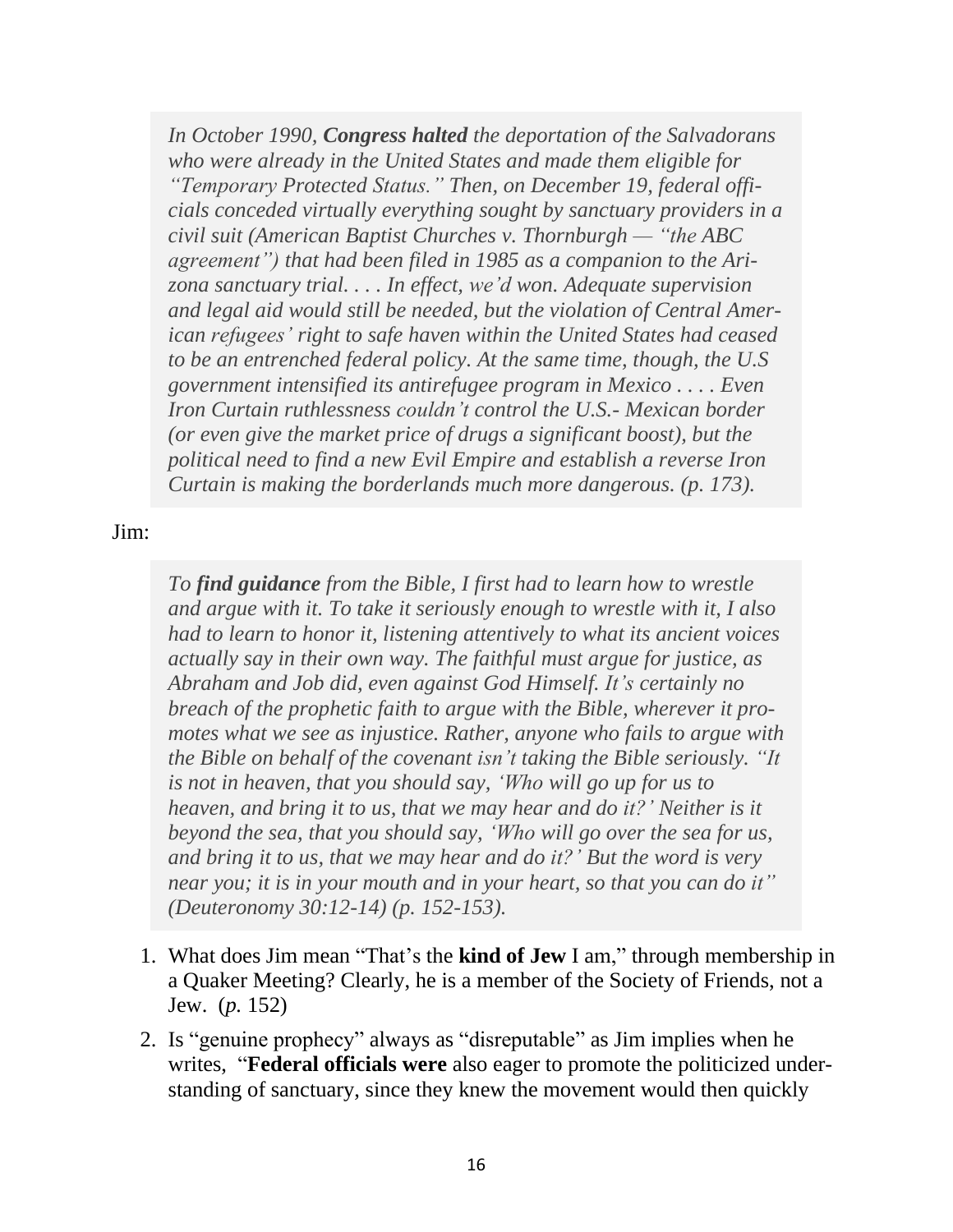> *In October 1990, **Congress halted** the deportation of the Salvadorans who were already in the United States and made them eligible for "Temporary Protected Status." Then, on December 19, federal officials conceded virtually everything sought by sanctuary providers in a civil suit (American Baptist Churches v. Thornburgh — "the ABC agreement") that had been filed in 1985 as a companion to the Arizona sanctuary trial. . . . In effect, we'd won. Adequate supervision and legal aid would still be needed, but the violation of Central American refugees' right to safe haven within the United States had ceased to be an entrenched federal policy. At the same time, though, the U.S government intensified its antirefugee program in Mexico . . . . Even Iron Curtain ruthlessness couldn't control the U.S.- Mexican border (or even give the market price of drugs a significant boost), but the political need to find a new Evil Empire and establish a reverse Iron Curtain is making the borderlands much more dangerous. (p. 173).*

Jim:

> *To **find guidance** from the Bible, I first had to learn how to wrestle and argue with it. To take it seriously enough to wrestle with it, I also had to learn to honor it, listening attentively to what its ancient voices actually say in their own way. The faithful must argue for justice, as Abraham and Job did, even against God Himself. It's certainly no breach of the prophetic faith to argue with the Bible, wherever it promotes what we see as injustice. Rather, anyone who fails to argue with the Bible on behalf of the covenant isn't taking the Bible seriously. "It is not in heaven, that you should say, 'Who will go up for us to heaven, and bring it to us, that we may hear and do it?' Neither is it beyond the sea, that you should say, 'Who will go over the sea for us, and bring it to us, that we may hear and do it?' But the word is very near you; it is in your mouth and in your heart, so that you can do it" (Deuteronomy 30:12-14) (p. 152-153).*

1. What does Jim mean "That's the **kind of Jew** I am," through membership in a Quaker Meeting? Clearly, he is a member of the Society of Friends, not a Jew. (*p.* 152)
2. Is "genuine prophecy" always as "disreputable" as Jim implies when he writes, "**Federal officials were** also eager to promote the politicized understanding of sanctuary, since they knew the movement would then quickly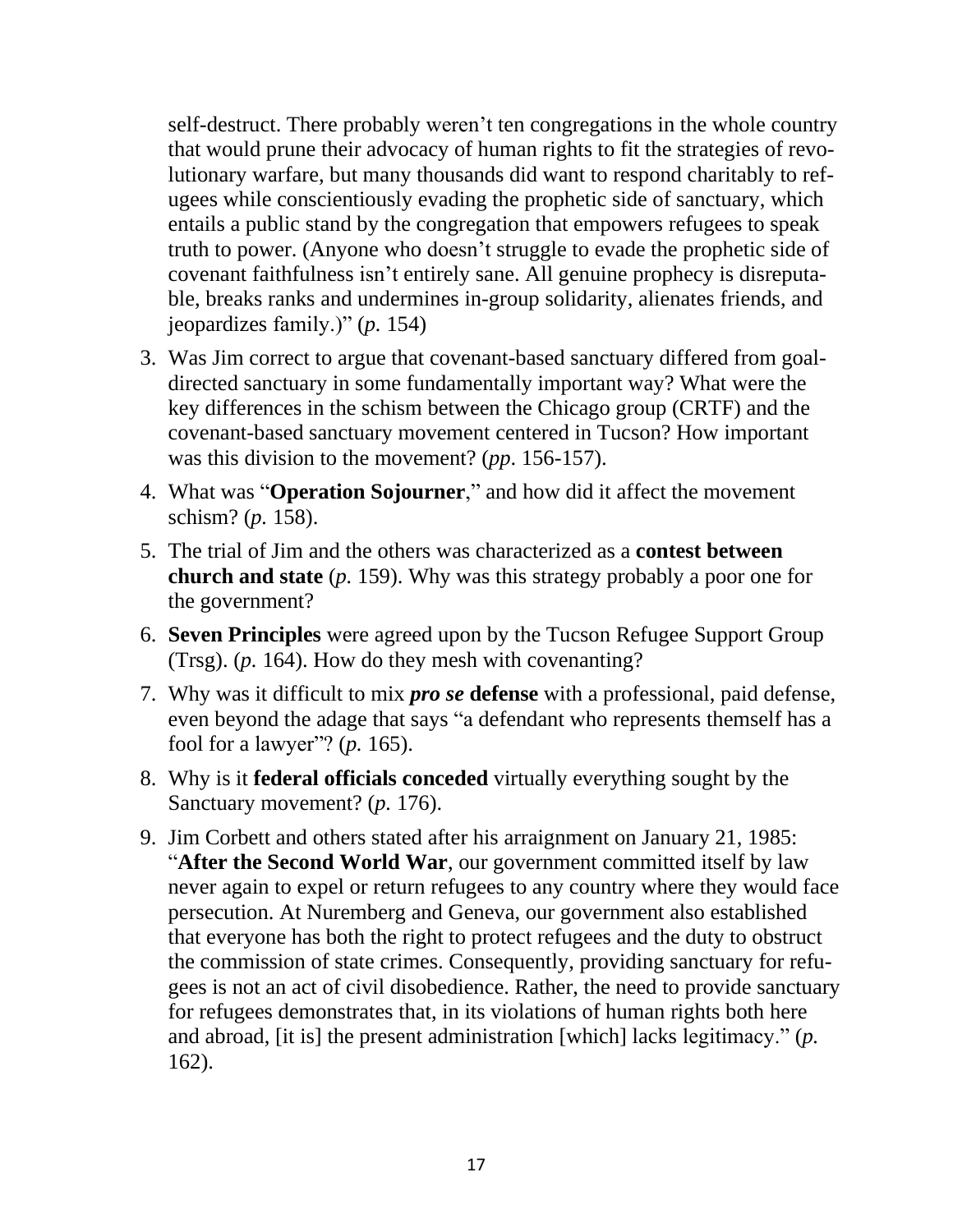self-destruct. There probably weren't ten congregations in the whole country that would prune their advocacy of human rights to fit the strategies of revolutionary warfare, but many thousands did want to respond charitably to refugees while conscientiously evading the prophetic side of sanctuary, which entails a public stand by the congregation that empowers refugees to speak truth to power. (Anyone who doesn't struggle to evade the prophetic side of covenant faithfulness isn't entirely sane. All genuine prophecy is disreputable, breaks ranks and undermines in-group solidarity, alienates friends, and jeopardizes family.)" (*p.* 154)

3. Was Jim correct to argue that covenant-based sanctuary differed from goal-directed sanctuary in some fundamentally important way? What were the key differences in the schism between the Chicago group (CRTF) and the covenant-based sanctuary movement centered in Tucson? How important was this division to the movement? (*pp*. 156-157).
4. What was "**Operation Sojourner**," and how did it affect the movement schism? (*p.* 158).
5. The trial of Jim and the others was characterized as a **contest between church and state** (*p.* 159). Why was this strategy probably a poor one for the government?
6. **Seven Principles** were agreed upon by the Tucson Refugee Support Group (Trsg). (*p.* 164). How do they mesh with covenanting?
7. Why was it difficult to mix ***pro se*** **defense** with a professional, paid defense, even beyond the adage that says "a defendant who represents themself has a fool for a lawyer"? (*p.* 165).
8. Why is it **federal officials conceded** virtually everything sought by the Sanctuary movement? (*p.* 176).
9. Jim Corbett and others stated after his arraignment on January 21, 1985: "**After the Second World War**, our government committed itself by law never again to expel or return refugees to any country where they would face persecution. At Nuremberg and Geneva, our government also established that everyone has both the right to protect refugees and the duty to obstruct the commission of state crimes. Consequently, providing sanctuary for refugees is not an act of civil disobedience. Rather, the need to provide sanctuary for refugees demonstrates that, in its violations of human rights both here and abroad, [it is] the present administration [which] lacks legitimacy." (*p.* 162).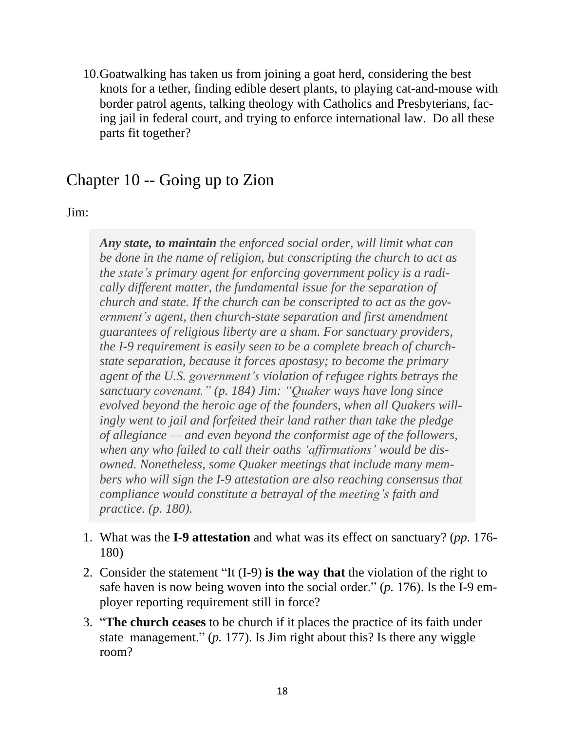10. Goatwalking has taken us from joining a goat herd, considering the best knots for a tether, finding edible desert plants, to playing cat-and-mouse with border patrol agents, talking theology with Catholics and Presbyterians, facing jail in federal court, and trying to enforce international law. Do all these parts fit together?

## Chapter 10 -- Going up to Zion

Jim:

> ***Any state, to maintain** the enforced social order, will limit what can be done in the name of religion, but conscripting the church to act as the state's primary agent for enforcing government policy is a radically different matter, the fundamental issue for the separation of church and state. If the church can be conscripted to act as the government's agent, then church-state separation and first amendment guarantees of religious liberty are a sham. For sanctuary providers, the I-9 requirement is easily seen to be a complete breach of church-state separation, because it forces apostasy; to become the primary agent of the U.S. government's violation of refugee rights betrays the sanctuary covenant." (p. 184) Jim: "Quaker ways have long since evolved beyond the heroic age of the founders, when all Quakers willingly went to jail and forfeited their land rather than take the pledge of allegiance — and even beyond the conformist age of the followers, when any who failed to call their oaths 'affirmations' would be disowned. Nonetheless, some Quaker meetings that include many members who will sign the I-9 attestation are also reaching consensus that compliance would constitute a betrayal of the meeting's faith and practice. (p. 180).*

1. What was the **I-9 attestation** and what was its effect on sanctuary? (*pp.* 176-180)
2. Consider the statement "It (I-9) **is the way that** the violation of the right to safe haven is now being woven into the social order." (*p.* 176). Is the I-9 employer reporting requirement still in force?
3. "**The church ceases** to be church if it places the practice of its faith under state management." (*p.* 177). Is Jim right about this? Is there any wiggle room?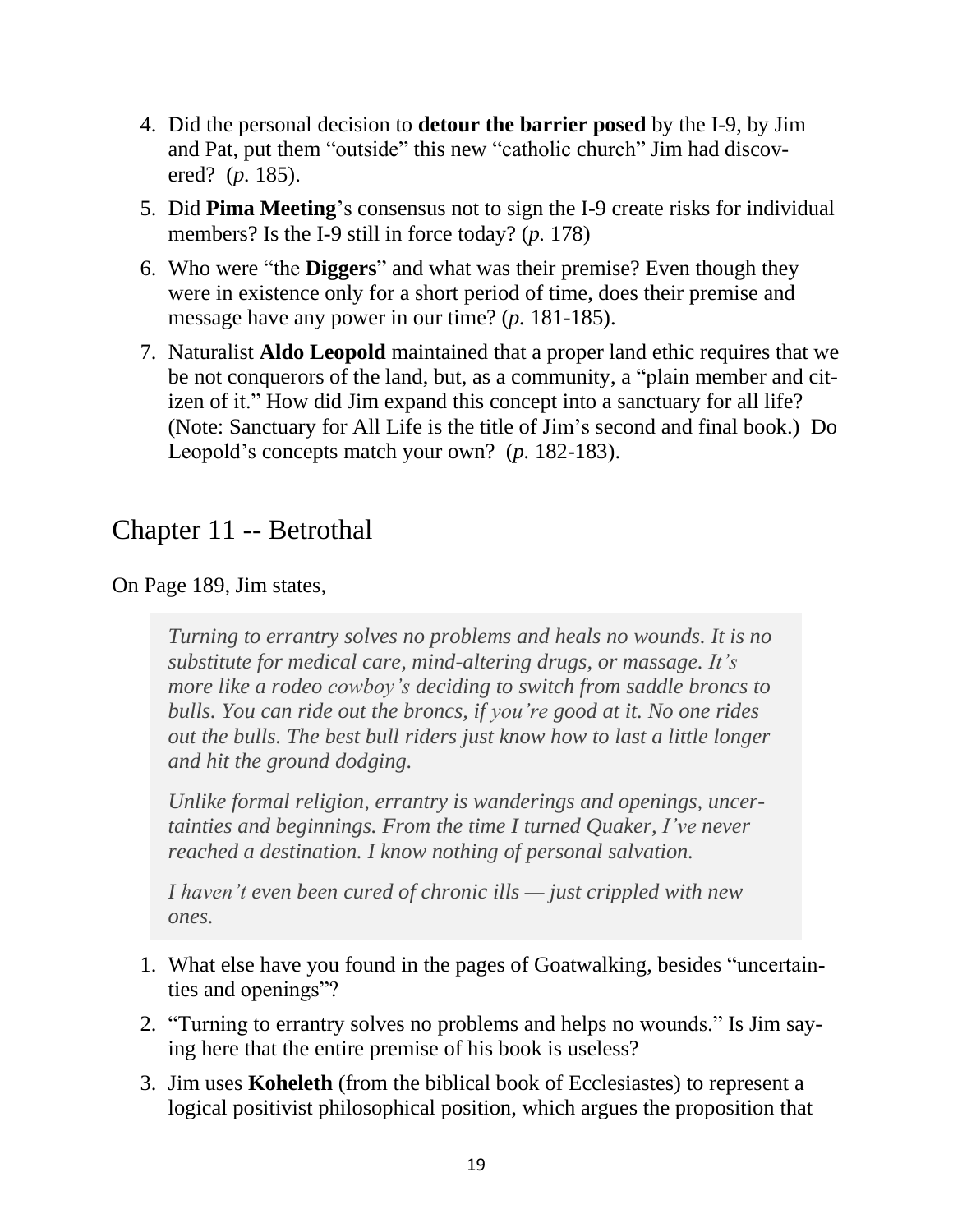4. Did the personal decision to **detour the barrier posed** by the I-9, by Jim and Pat, put them “outside” this new “catholic church” Jim had discovered? (*p.* 185).
5. Did **Pima Meeting**’s consensus not to sign the I-9 create risks for individual members? Is the I-9 still in force today? (*p.* 178)
6. Who were “the **Diggers**” and what was their premise? Even though they were in existence only for a short period of time, does their premise and message have any power in our time? (*p.* 181-185).
7. Naturalist **Aldo Leopold** maintained that a proper land ethic requires that we be not conquerors of the land, but, as a community, a “plain member and citizen of it.” How did Jim expand this concept into a sanctuary for all life? (Note: Sanctuary for All Life is the title of Jim’s second and final book.) Do Leopold’s concepts match your own? (*p.* 182-183).

## Chapter 11 -- Betrothal

On Page 189, Jim states,

> *Turning to errantry solves no problems and heals no wounds. It is no substitute for medical care, mind-altering drugs, or massage. It’s more like a rodeo cowboy’s deciding to switch from saddle broncs to bulls. You can ride out the broncs, if you’re good at it. No one rides out the bulls. The best bull riders just know how to last a little longer and hit the ground dodging.*
>
> *Unlike formal religion, errantry is wanderings and openings, uncertainties and beginnings. From the time I turned Quaker, I’ve never reached a destination. I know nothing of personal salvation.*
>
> *I haven’t even been cured of chronic ills — just crippled with new ones.*

1. What else have you found in the pages of Goatwalking, besides “uncertainties and openings”?
2. “Turning to errantry solves no problems and helps no wounds.” Is Jim saying here that the entire premise of his book is useless?
3. Jim uses **Koheleth** (from the biblical book of Ecclesiastes) to represent a logical positivist philosophical position, which argues the proposition that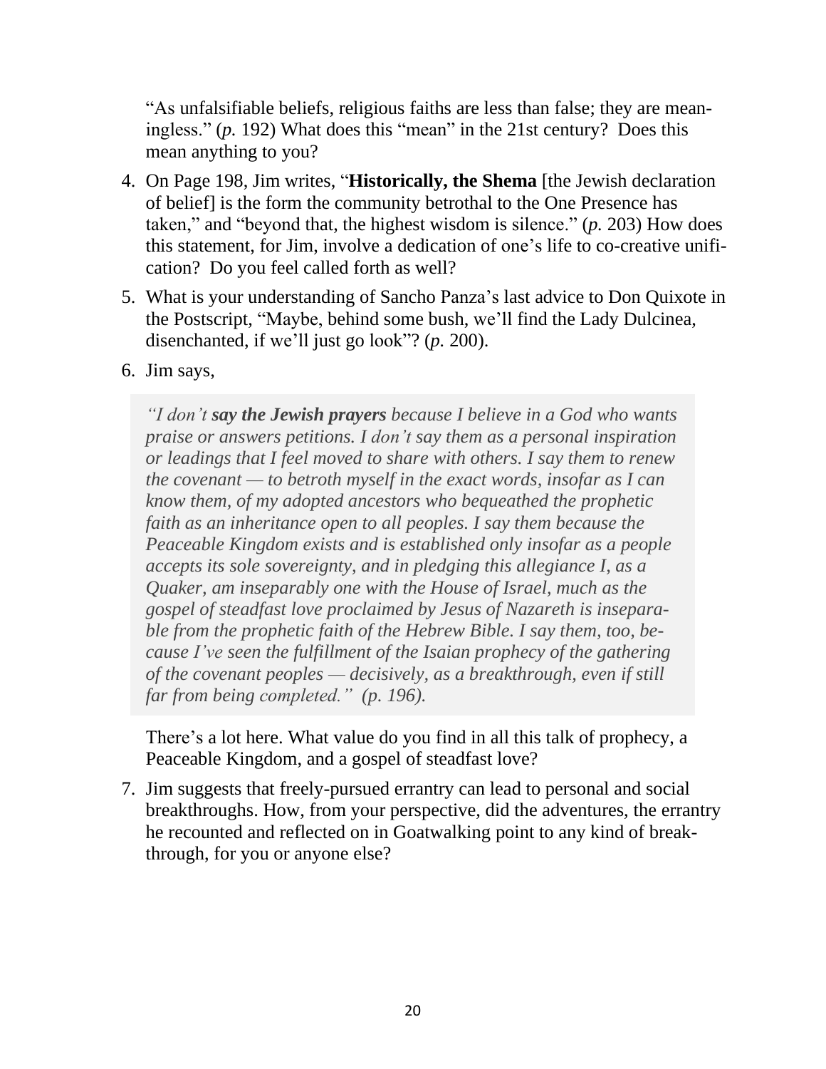"As unfalsifiable beliefs, religious faiths are less than false; they are meaningless." (*p.* 192) What does this "mean" in the 21st century? Does this mean anything to you?

4. On Page 198, Jim writes, "**Historically, the Shema** [the Jewish declaration of belief] is the form the community betrothal to the One Presence has taken," and "beyond that, the highest wisdom is silence." (*p.* 203) How does this statement, for Jim, involve a dedication of one's life to co-creative unification? Do you feel called forth as well?

5. What is your understanding of Sancho Panza's last advice to Don Quixote in the Postscript, "Maybe, behind some bush, we'll find the Lady Dulcinea, disenchanted, if we'll just go look"? (*p.* 200).

6. Jim says,

   > *"I don't **say the Jewish prayers** because I believe in a God who wants praise or answers petitions. I don't say them as a personal inspiration or leadings that I feel moved to share with others. I say them to renew the covenant — to betroth myself in the exact words, insofar as I can know them, of my adopted ancestors who bequeathed the prophetic faith as an inheritance open to all peoples. I say them because the Peaceable Kingdom exists and is established only insofar as a people accepts its sole sovereignty, and in pledging this allegiance I, as a Quaker, am inseparably one with the House of Israel, much as the gospel of steadfast love proclaimed by Jesus of Nazareth is inseparable from the prophetic faith of the Hebrew Bible. I say them, too, because I've seen the fulfillment of the Isaian prophecy of the gathering of the covenant peoples — decisively, as a breakthrough, even if still far from being completed." (p. 196).*

   There's a lot here. What value do you find in all this talk of prophecy, a Peaceable Kingdom, and a gospel of steadfast love?

7. Jim suggests that freely-pursued errantry can lead to personal and social breakthroughs. How, from your perspective, did the adventures, the errantry he recounted and reflected on in Goatwalking point to any kind of breakthrough, for you or anyone else?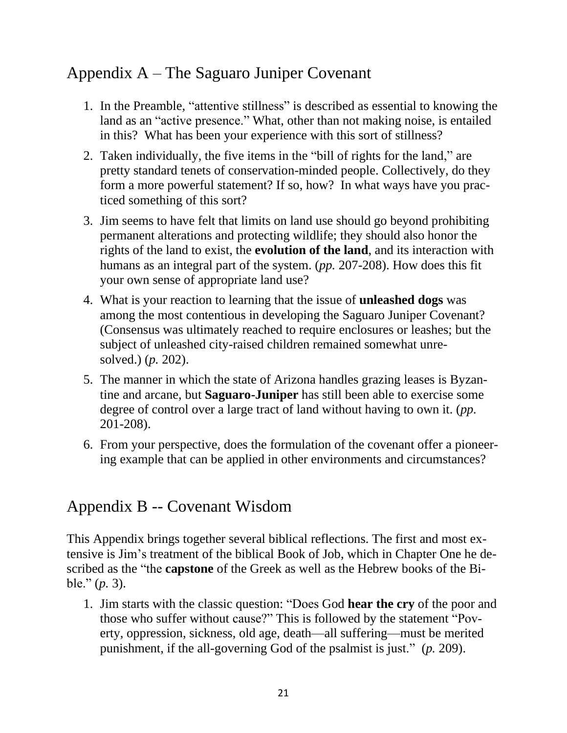## Appendix A – The Saguaro Juniper Covenant

1. In the Preamble, "attentive stillness" is described as essential to knowing the land as an "active presence." What, other than not making noise, is entailed in this? What has been your experience with this sort of stillness?
2. Taken individually, the five items in the "bill of rights for the land," are pretty standard tenets of conservation-minded people. Collectively, do they form a more powerful statement? If so, how? In what ways have you practiced something of this sort?
3. Jim seems to have felt that limits on land use should go beyond prohibiting permanent alterations and protecting wildlife; they should also honor the rights of the land to exist, the **evolution of the land**, and its interaction with humans as an integral part of the system. (*pp.* 207-208). How does this fit your own sense of appropriate land use?
4. What is your reaction to learning that the issue of **unleashed dogs** was among the most contentious in developing the Saguaro Juniper Covenant? (Consensus was ultimately reached to require enclosures or leashes; but the subject of unleashed city-raised children remained somewhat unresolved.) (*p.* 202).
5. The manner in which the state of Arizona handles grazing leases is Byzantine and arcane, but **Saguaro-Juniper** has still been able to exercise some degree of control over a large tract of land without having to own it. (*pp.* 201-208).
6. From your perspective, does the formulation of the covenant offer a pioneering example that can be applied in other environments and circumstances?

## Appendix B -- Covenant Wisdom

This Appendix brings together several biblical reflections. The first and most extensive is Jim's treatment of the biblical Book of Job, which in Chapter One he described as the "the **capstone** of the Greek as well as the Hebrew books of the Bible." (*p.* 3).

1. Jim starts with the classic question: "Does God **hear the cry** of the poor and those who suffer without cause?" This is followed by the statement "Poverty, oppression, sickness, old age, death—all suffering—must be merited punishment, if the all-governing God of the psalmist is just." (*p.* 209).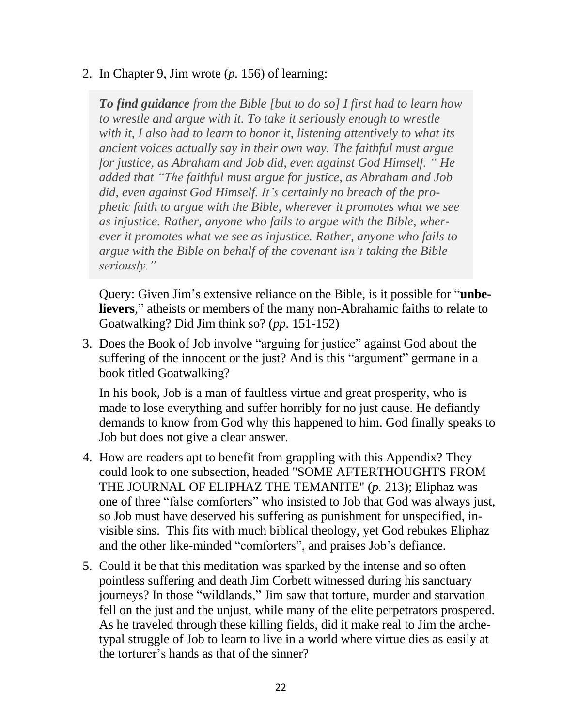2. In Chapter 9, Jim wrote (*p.* 156) of learning:

> ***To find guidance*** *from the Bible [but to do so] I first had to learn how to wrestle and argue with it. To take it seriously enough to wrestle with it, I also had to learn to honor it, listening attentively to what its ancient voices actually say in their own way. The faithful must argue for justice, as Abraham and Job did, even against God Himself. " He added that "The faithful must argue for justice, as Abraham and Job did, even against God Himself. It's certainly no breach of the prophetic faith to argue with the Bible, wherever it promotes what we see as injustice. Rather, anyone who fails to argue with the Bible, wherever it promotes what we see as injustice. Rather, anyone who fails to argue with the Bible on behalf of the covenant isn't taking the Bible seriously."*

   Query: Given Jim's extensive reliance on the Bible, is it possible for "**unbelievers**," atheists or members of the many non-Abrahamic faiths to relate to Goatwalking? Did Jim think so? (*pp.* 151-152)

3. Does the Book of Job involve "arguing for justice" against God about the suffering of the innocent or the just? And is this "argument" germane in a book titled Goatwalking?

   In his book, Job is a man of faultless virtue and great prosperity, who is made to lose everything and suffer horribly for no just cause. He defiantly demands to know from God why this happened to him. God finally speaks to Job but does not give a clear answer.

4. How are readers apt to benefit from grappling with this Appendix? They could look to one subsection, headed "SOME AFTERTHOUGHTS FROM THE JOURNAL OF ELIPHAZ THE TEMANITE" (*p.* 213); Eliphaz was one of three "false comforters" who insisted to Job that God was always just, so Job must have deserved his suffering as punishment for unspecified, invisible sins. This fits with much biblical theology, yet God rebukes Eliphaz and the other like-minded "comforters", and praises Job's defiance.

5. Could it be that this meditation was sparked by the intense and so often pointless suffering and death Jim Corbett witnessed during his sanctuary journeys? In those "wildlands," Jim saw that torture, murder and starvation fell on the just and the unjust, while many of the elite perpetrators prospered. As he traveled through these killing fields, did it make real to Jim the archetypal struggle of Job to learn to live in a world where virtue dies as easily at the torturer's hands as that of the sinner?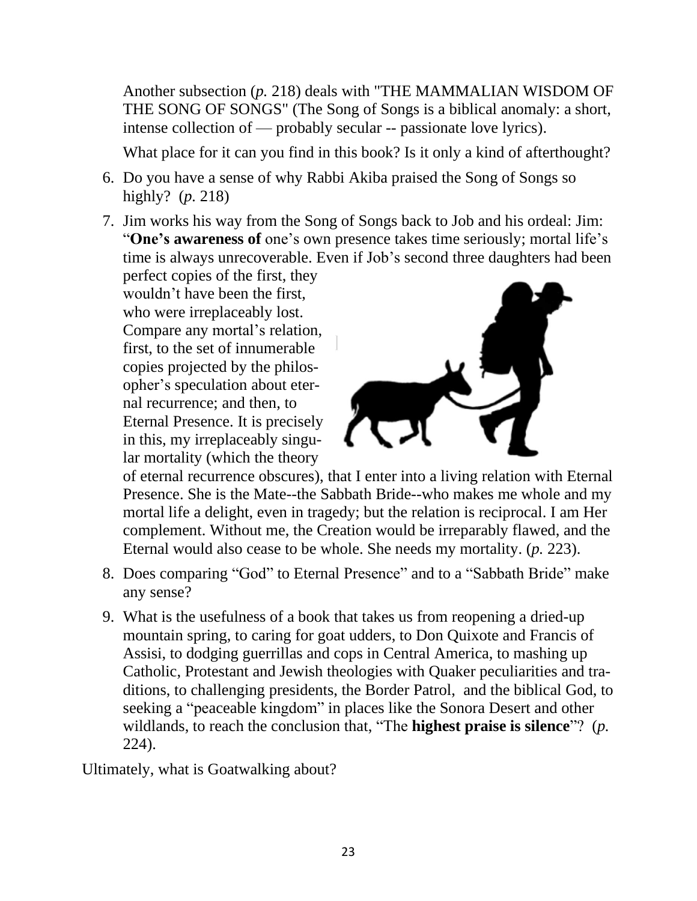Another subsection (*p.* 218) deals with "THE MAMMALIAN WISDOM OF THE SONG OF SONGS" (The Song of Songs is a biblical anomaly: a short, intense collection of — probably secular -- passionate love lyrics).

What place for it can you find in this book? Is it only a kind of afterthought?

6. Do you have a sense of why Rabbi Akiba praised the Song of Songs so highly? (*p.* 218)
7. Jim works his way from the Song of Songs back to Job and his ordeal: Jim: "**One's awareness of** one's own presence takes time seriously; mortal life's time is always unrecoverable. Even if Job's second three daughters had been perfect copies of the first, they wouldn't have been the first, who were irreplaceably lost. Compare any mortal's relation, first, to the set of innumerable copies projected by the philosopher's speculation about eternal recurrence; and then, to Eternal Presence. It is precisely in this, my irreplaceably singular mortality (which the theory of eternal recurrence obscures), that I enter into a living relation with Eternal Presence. She is the Mate--the Sabbath Bride--who makes me whole and my mortal life a delight, even in tragedy; but the relation is reciprocal. I am Her complement. Without me, the Creation would be irreparably flawed, and the Eternal would also cease to be whole. She needs my mortality. (*p.* 223).
8. Does comparing "God" to Eternal Presence" and to a "Sabbath Bride" make any sense?
9. What is the usefulness of a book that takes us from reopening a dried-up mountain spring, to caring for goat udders, to Don Quixote and Francis of Assisi, to dodging guerrillas and cops in Central America, to mashing up Catholic, Protestant and Jewish theologies with Quaker peculiarities and traditions, to challenging presidents, the Border Patrol, and the biblical God, to seeking a "peaceable kingdom" in places like the Sonora Desert and other wildlands, to reach the conclusion that, "The **highest praise is silence**"? (*p.* 224).

Ultimately, what is Goatwalking about?